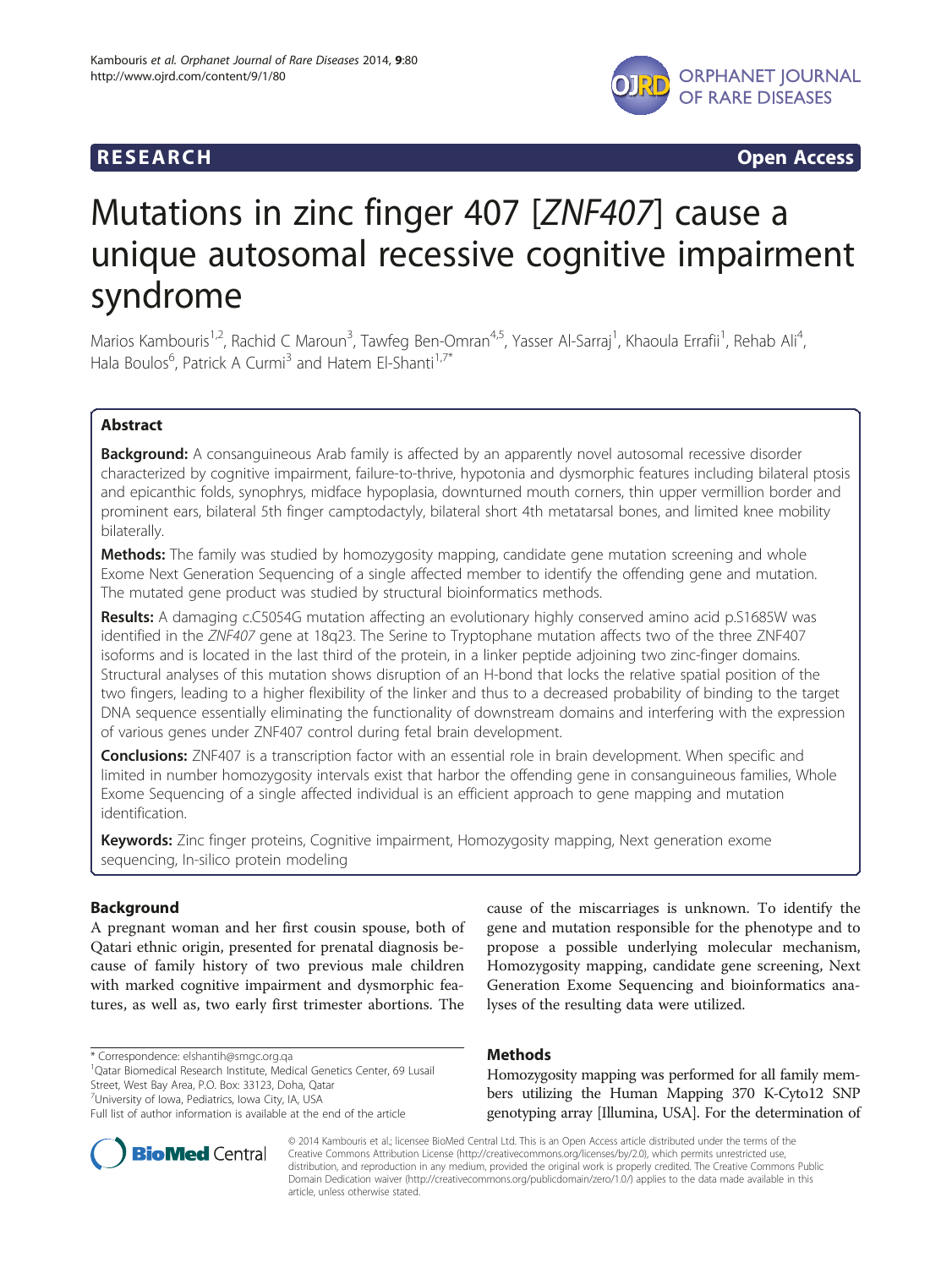**RESEARCH** **Open Access**

# Mutations in zinc finger 407 [*ZNF407*] cause a unique autosomal recessive cognitive impairment syndrome

Marios Kambouris[1,2], Rachid C Maroun[3], Tawfeg Ben-Omran[4,5], Yasser Al-Sarraj[1], Khaoula Errafii[1], Rehab Ali[4], Hala Boulos[6], Patrick A Curmi[3] and Hatem El-Shanti[1,7*]

## Abstract

**Background:** A consanguineous Arab family is affected by an apparently novel autosomal recessive disorder characterized by cognitive impairment, failure-to-thrive, hypotonia and dysmorphic features including bilateral ptosis and epicanthic folds, synophrys, midface hypoplasia, downturned mouth corners, thin upper vermillion border and prominent ears, bilateral 5th finger camptodactyly, bilateral short 4th metatarsal bones, and limited knee mobility bilaterally.

**Methods:** The family was studied by homozygosity mapping, candidate gene mutation screening and whole Exome Next Generation Sequencing of a single affected member to identify the offending gene and mutation. The mutated gene product was studied by structural bioinformatics methods.

**Results:** A damaging c.C5054G mutation affecting an evolutionary highly conserved amino acid p.S1685W was identified in the *ZNF407* gene at 18q23. The Serine to Tryptophane mutation affects two of the three ZNF407 isoforms and is located in the last third of the protein, in a linker peptide adjoining two zinc-finger domains. Structural analyses of this mutation shows disruption of an H-bond that locks the relative spatial position of the two fingers, leading to a higher flexibility of the linker and thus to a decreased probability of binding to the target DNA sequence essentially eliminating the functionality of downstream domains and interfering with the expression of various genes under ZNF407 control during fetal brain development.

**Conclusions:** ZNF407 is a transcription factor with an essential role in brain development. When specific and limited in number homozygosity intervals exist that harbor the offending gene in consanguineous families, Whole Exome Sequencing of a single affected individual is an efficient approach to gene mapping and mutation identification.

**Keywords:** Zinc finger proteins, Cognitive impairment, Homozygosity mapping, Next generation exome sequencing, In-silico protein modeling

## Background

A pregnant woman and her first cousin spouse, both of Qatari ethnic origin, presented for prenatal diagnosis because of family history of two previous male children with marked cognitive impairment and dysmorphic features, as well as, two early first trimester abortions. The cause of the miscarriages is unknown. To identify the gene and mutation responsible for the phenotype and to propose a possible underlying molecular mechanism, Homozygosity mapping, candidate gene screening, Next Generation Exome Sequencing and bioinformatics analyses of the resulting data were utilized.

## Methods

Homozygosity mapping was performed for all family members utilizing the Human Mapping 370 K-Cyto12 SNP genotyping array [Illumina, USA]. For the determination of

* Correspondence: elshantih@smgc.org.qa
[1]Qatar Biomedical Research Institute, Medical Genetics Center, 69 Lusail Street, West Bay Area, P.O. Box: 33123, Doha, Qatar
[7]University of Iowa, Pediatrics, Iowa City, IA, USA
Full list of author information is available at the end of the article

© 2014 Kambouris et al.; licensee BioMed Central Ltd. This is an Open Access article distributed under the terms of the Creative Commons Attribution License (http://creativecommons.org/licenses/by/2.0), which permits unrestricted use, distribution, and reproduction in any medium, provided the original work is properly credited. The Creative Commons Public Domain Dedication waiver (http://creativecommons.org/publicdomain/zero/1.0/) applies to the data made available in this article, unless otherwise stated.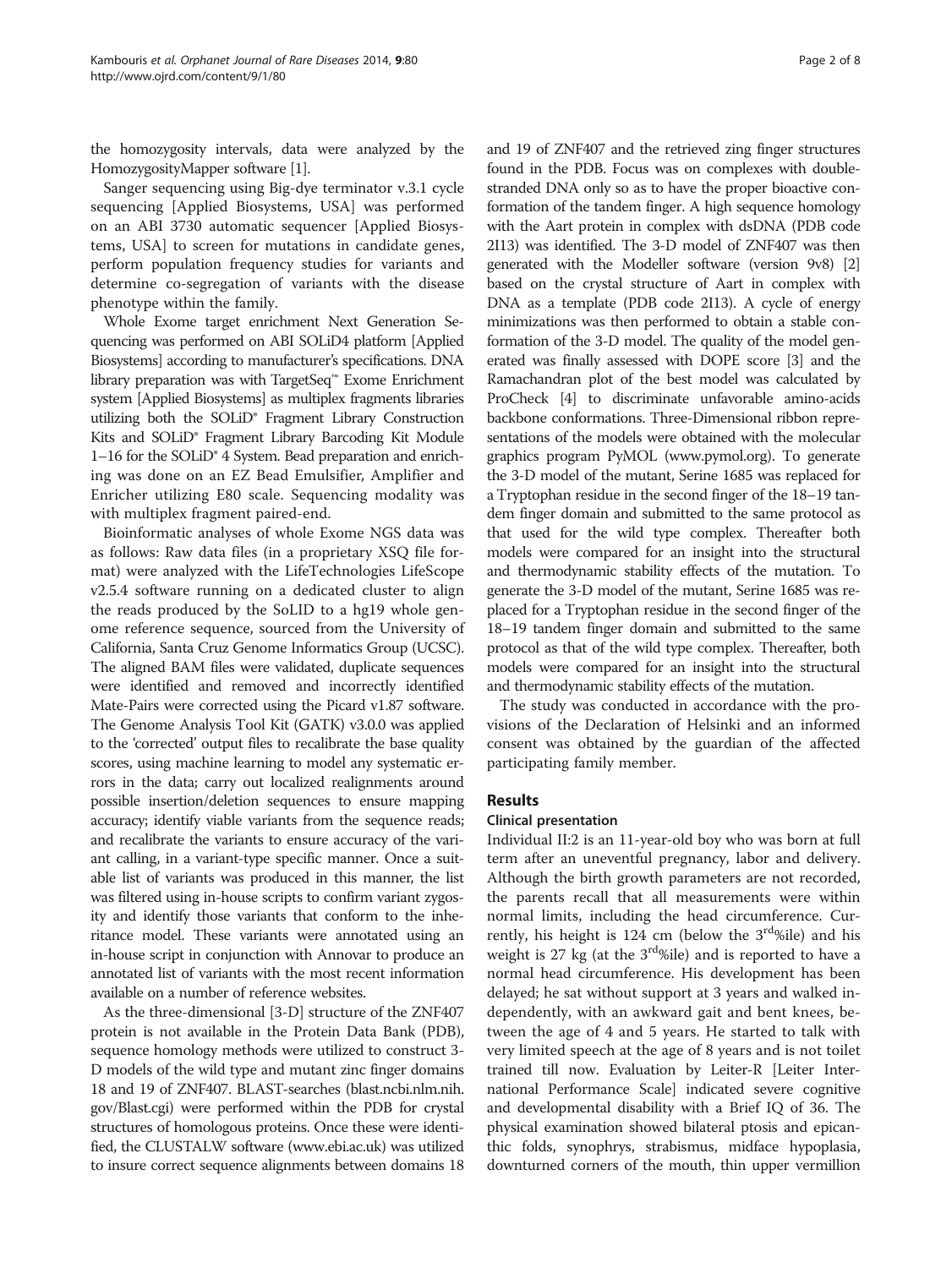the homozygosity intervals, data were analyzed by the HomozygosityMapper software [1].

Sanger sequencing using Big-dye terminator v.3.1 cycle sequencing [Applied Biosystems, USA] was performed on an ABI 3730 automatic sequencer [Applied Biosystems, USA] to screen for mutations in candidate genes, perform population frequency studies for variants and determine co-segregation of variants with the disease phenotype within the family.

Whole Exome target enrichment Next Generation Sequencing was performed on ABI SOLiD4 platform [Applied Biosystems] according to manufacturer's specifications. DNA library preparation was with TargetSeq™ Exome Enrichment system [Applied Biosystems] as multiplex fragments libraries utilizing both the SOLiD® Fragment Library Construction Kits and SOLiD® Fragment Library Barcoding Kit Module 1–16 for the SOLiD® 4 System. Bead preparation and enriching was done on an EZ Bead Emulsifier, Amplifier and Enricher utilizing E80 scale. Sequencing modality was with multiplex fragment paired-end.

Bioinformatic analyses of whole Exome NGS data was as follows: Raw data files (in a proprietary XSQ file format) were analyzed with the LifeTechnologies LifeScope v2.5.4 software running on a dedicated cluster to align the reads produced by the SoLID to a hg19 whole genome reference sequence, sourced from the University of California, Santa Cruz Genome Informatics Group (UCSC). The aligned BAM files were validated, duplicate sequences were identified and removed and incorrectly identified Mate-Pairs were corrected using the Picard v1.87 software. The Genome Analysis Tool Kit (GATK) v3.0.0 was applied to the 'corrected' output files to recalibrate the base quality scores, using machine learning to model any systematic errors in the data; carry out localized realignments around possible insertion/deletion sequences to ensure mapping accuracy; identify viable variants from the sequence reads; and recalibrate the variants to ensure accuracy of the variant calling, in a variant-type specific manner. Once a suitable list of variants was produced in this manner, the list was filtered using in-house scripts to confirm variant zygosity and identify those variants that conform to the inheritance model. These variants were annotated using an in-house script in conjunction with Annovar to produce an annotated list of variants with the most recent information available on a number of reference websites.

As the three-dimensional [3-D] structure of the ZNF407 protein is not available in the Protein Data Bank (PDB), sequence homology methods were utilized to construct 3-D models of the wild type and mutant zinc finger domains 18 and 19 of ZNF407. BLAST-searches (blast.ncbi.nlm.nih.gov/Blast.cgi) were performed within the PDB for crystal structures of homologous proteins. Once these were identified, the CLUSTALW software (www.ebi.ac.uk) was utilized to insure correct sequence alignments between domains 18 and 19 of ZNF407 and the retrieved zing finger structures found in the PDB. Focus was on complexes with double-stranded DNA only so as to have the proper bioactive conformation of the tandem finger. A high sequence homology with the Aart protein in complex with dsDNA (PDB code 2I13) was identified. The 3-D model of ZNF407 was then generated with the Modeller software (version 9v8) [2] based on the crystal structure of Aart in complex with DNA as a template (PDB code 2I13). A cycle of energy minimizations was then performed to obtain a stable conformation of the 3-D model. The quality of the model generated was finally assessed with DOPE score [3] and the Ramachandran plot of the best model was calculated by ProCheck [4] to discriminate unfavorable amino-acids backbone conformations. Three-Dimensional ribbon representations of the models were obtained with the molecular graphics program PyMOL (www.pymol.org). To generate the 3-D model of the mutant, Serine 1685 was replaced for a Tryptophan residue in the second finger of the 18–19 tandem finger domain and submitted to the same protocol as that used for the wild type complex. Thereafter both models were compared for an insight into the structural and thermodynamic stability effects of the mutation. To generate the 3-D model of the mutant, Serine 1685 was replaced for a Tryptophan residue in the second finger of the 18–19 tandem finger domain and submitted to the same protocol as that of the wild type complex. Thereafter, both models were compared for an insight into the structural and thermodynamic stability effects of the mutation.

The study was conducted in accordance with the provisions of the Declaration of Helsinki and an informed consent was obtained by the guardian of the affected participating family member.

## Results

### Clinical presentation

Individual II:2 is an 11-year-old boy who was born at full term after an uneventful pregnancy, labor and delivery. Although the birth growth parameters are not recorded, the parents recall that all measurements were within normal limits, including the head circumference. Currently, his height is 124 cm (below the 3rd%ile) and his weight is 27 kg (at the 3rd%ile) and is reported to have a normal head circumference. His development has been delayed; he sat without support at 3 years and walked independently, with an awkward gait and bent knees, between the age of 4 and 5 years. He started to talk with very limited speech at the age of 8 years and is not toilet trained till now. Evaluation by Leiter-R [Leiter International Performance Scale] indicated severe cognitive and developmental disability with a Brief IQ of 36. The physical examination showed bilateral ptosis and epicanthic folds, synophrys, strabismus, midface hypoplasia, downturned corners of the mouth, thin upper vermillion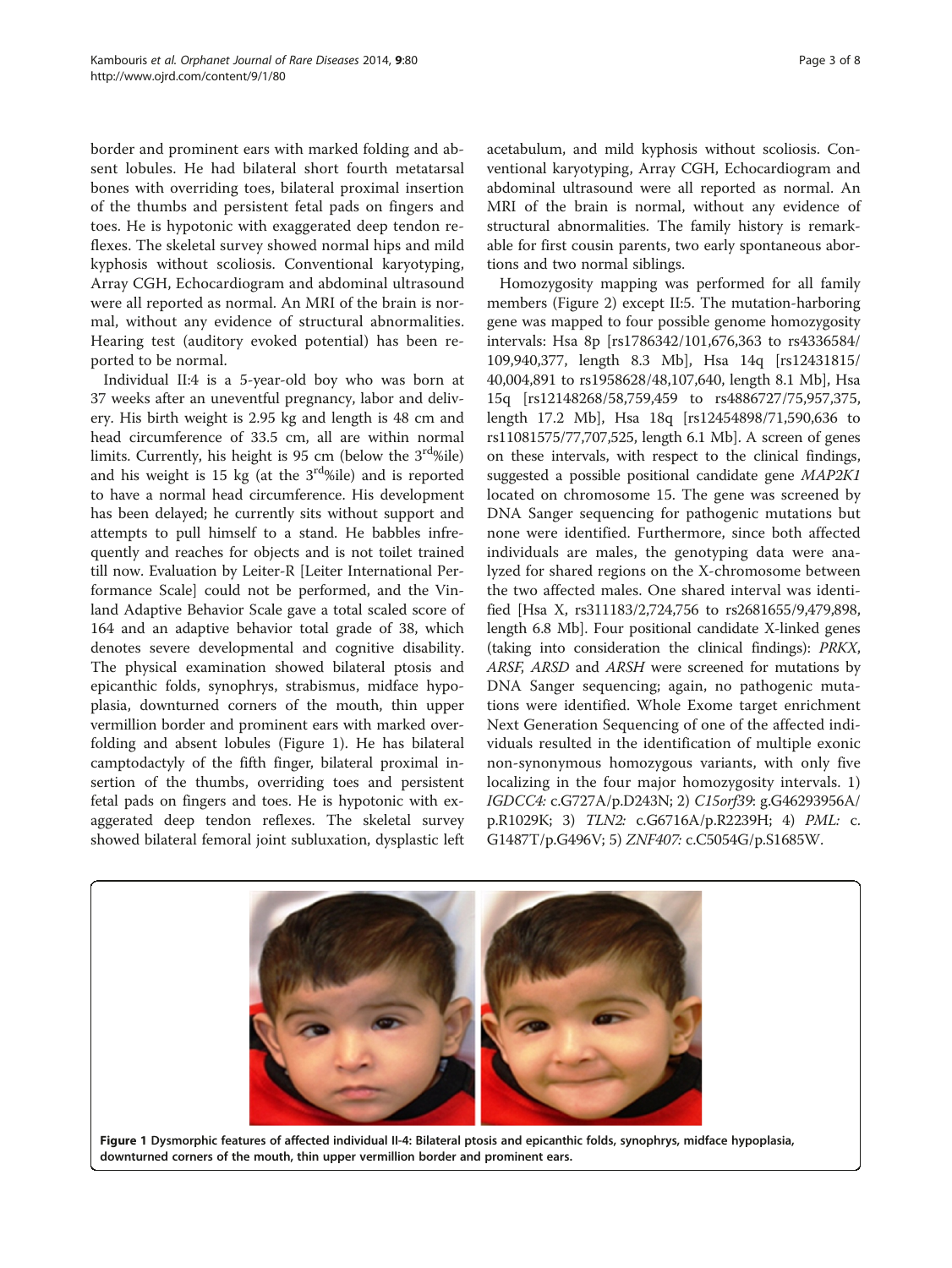border and prominent ears with marked folding and absent lobules. He had bilateral short fourth metatarsal bones with overriding toes, bilateral proximal insertion of the thumbs and persistent fetal pads on fingers and toes. He is hypotonic with exaggerated deep tendon reflexes. The skeletal survey showed normal hips and mild kyphosis without scoliosis. Conventional karyotyping, Array CGH, Echocardiogram and abdominal ultrasound were all reported as normal. An MRI of the brain is normal, without any evidence of structural abnormalities. Hearing test (auditory evoked potential) has been reported to be normal.

Individual II:4 is a 5-year-old boy who was born at 37 weeks after an uneventful pregnancy, labor and delivery. His birth weight is 2.95 kg and length is 48 cm and head circumference of 33.5 cm, all are within normal limits. Currently, his height is 95 cm (below the 3rd%ile) and his weight is 15 kg (at the 3rd%ile) and is reported to have a normal head circumference. His development has been delayed; he currently sits without support and attempts to pull himself to a stand. He babbles infrequently and reaches for objects and is not toilet trained till now. Evaluation by Leiter-R [Leiter International Performance Scale] could not be performed, and the Vinland Adaptive Behavior Scale gave a total scaled score of 164 and an adaptive behavior total grade of 38, which denotes severe developmental and cognitive disability. The physical examination showed bilateral ptosis and epicanthic folds, synophrys, strabismus, midface hypoplasia, downturned corners of the mouth, thin upper vermillion border and prominent ears with marked overfolding and absent lobules (Figure 1). He has bilateral camptodactyly of the fifth finger, bilateral proximal insertion of the thumbs, overriding toes and persistent fetal pads on fingers and toes. He is hypotonic with exaggerated deep tendon reflexes. The skeletal survey showed bilateral femoral joint subluxation, dysplastic left acetabulum, and mild kyphosis without scoliosis. Conventional karyotyping, Array CGH, Echocardiogram and abdominal ultrasound were all reported as normal. An MRI of the brain is normal, without any evidence of structural abnormalities. The family history is remarkable for first cousin parents, two early spontaneous abortions and two normal siblings.

Homozygosity mapping was performed for all family members (Figure 2) except II:5. The mutation-harboring gene was mapped to four possible genome homozygosity intervals: Hsa 8p [rs1786342/101,676,363 to rs4336584/109,940,377, length 8.3 Mb], Hsa 14q [rs12431815/40,004,891 to rs1958628/48,107,640, length 8.1 Mb], Hsa 15q [rs12148268/58,759,459 to rs4886727/75,957,375, length 17.2 Mb], Hsa 18q [rs12454898/71,590,636 to rs11081575/77,707,525, length 6.1 Mb]. A screen of genes on these intervals, with respect to the clinical findings, suggested a possible positional candidate gene *MAP2K1* located on chromosome 15. The gene was screened by DNA Sanger sequencing for pathogenic mutations but none were identified. Furthermore, since both affected individuals are males, the genotyping data were analyzed for shared regions on the X-chromosome between the two affected males. One shared interval was identified [Hsa X, rs311183/2,724,756 to rs2681655/9,479,898, length 6.8 Mb]. Four positional candidate X-linked genes (taking into consideration the clinical findings): *PRKX*, *ARSF*, *ARSD* and *ARSH* were screened for mutations by DNA Sanger sequencing; again, no pathogenic mutations were identified. Whole Exome target enrichment Next Generation Sequencing of one of the affected individuals resulted in the identification of multiple exonic non-synonymous homozygous variants, with only five localizing in the four major homozygosity intervals. 1) *IGDCC4:* c.G727A/p.D243N; 2) *C15orf39*: g.G46293956A/p.R1029K; 3) *TLN2:* c.G6716A/p.R2239H; 4) *PML:* c.G1487T/p.G496V; 5) *ZNF407:* c.C5054G/p.S1685W.

**Figure 1 Dysmorphic features of affected individual II-4: Bilateral ptosis and epicanthic folds, synophrys, midface hypoplasia, downturned corners of the mouth, thin upper vermillion border and prominent ears.**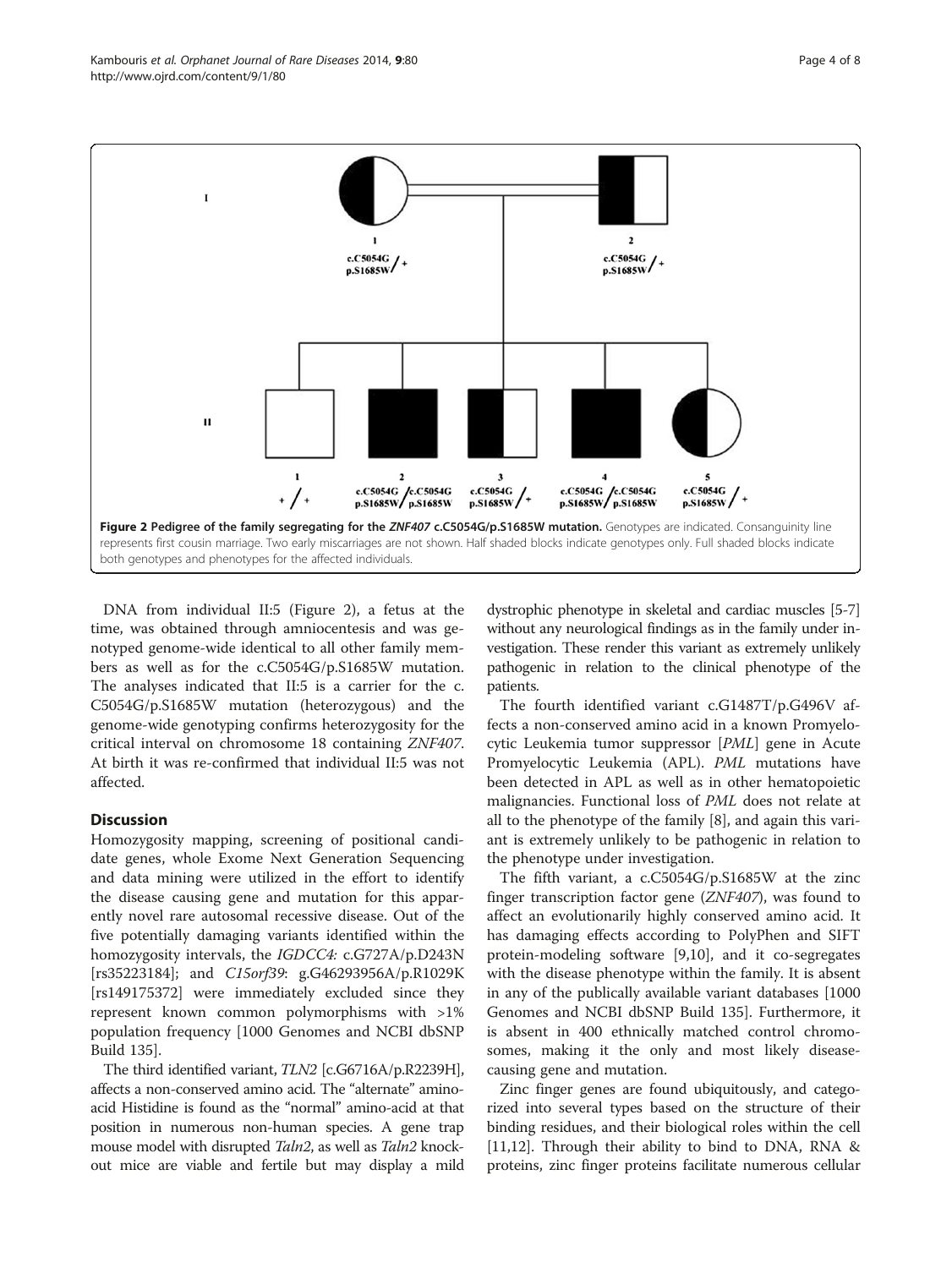**Figure 2 Pedigree of the family segregating for the *ZNF407* c.C5054G/p.S1685W mutation.** Genotypes are indicated. Consanguinity line represents first cousin marriage. Two early miscarriages are not shown. Half shaded blocks indicate genotypes only. Full shaded blocks indicate both genotypes and phenotypes for the affected individuals.

DNA from individual II:5 (Figure 2), a fetus at the time, was obtained through amniocentesis and was genotyped genome-wide identical to all other family members as well as for the c.C5054G/p.S1685W mutation. The analyses indicated that II:5 is a carrier for the c. C5054G/p.S1685W mutation (heterozygous) and the genome-wide genotyping confirms heterozygosity for the critical interval on chromosome 18 containing *ZNF407*. At birth it was re-confirmed that individual II:5 was not affected.

## Discussion

Homozygosity mapping, screening of positional candidate genes, whole Exome Next Generation Sequencing and data mining were utilized in the effort to identify the disease causing gene and mutation for this apparently novel rare autosomal recessive disease. Out of the five potentially damaging variants identified within the homozygosity intervals, the *IGDCC4:* c.G727A/p.D243N [rs35223184]; and *C15orf39*: g.G46293956A/p.R1029K [rs149175372] were immediately excluded since they represent known common polymorphisms with >1% population frequency [1000 Genomes and NCBI dbSNP Build 135].

The third identified variant, *TLN2* [c.G6716A/p.R2239H], affects a non-conserved amino acid. The "alternate" amino-acid Histidine is found as the "normal" amino-acid at that position in numerous non-human species. A gene trap mouse model with disrupted *Taln2*, as well as *Taln2* knockout mice are viable and fertile but may display a mild dystrophic phenotype in skeletal and cardiac muscles [5-7] without any neurological findings as in the family under investigation. These render this variant as extremely unlikely pathogenic in relation to the clinical phenotype of the patients.

The fourth identified variant c.G1487T/p.G496V affects a non-conserved amino acid in a known Promyelocytic Leukemia tumor suppressor [*PML*] gene in Acute Promyelocytic Leukemia (APL). *PML* mutations have been detected in APL as well as in other hematopoietic malignancies. Functional loss of *PML* does not relate at all to the phenotype of the family [8], and again this variant is extremely unlikely to be pathogenic in relation to the phenotype under investigation.

The fifth variant, a c.C5054G/p.S1685W at the zinc finger transcription factor gene (*ZNF407*), was found to affect an evolutionarily highly conserved amino acid. It has damaging effects according to PolyPhen and SIFT protein-modeling software [9,10], and it co-segregates with the disease phenotype within the family. It is absent in any of the publically available variant databases [1000 Genomes and NCBI dbSNP Build 135]. Furthermore, it is absent in 400 ethnically matched control chromosomes, making it the only and most likely disease-causing gene and mutation.

Zinc finger genes are found ubiquitously, and categorized into several types based on the structure of their binding residues, and their biological roles within the cell [11,12]. Through their ability to bind to DNA, RNA & proteins, zinc finger proteins facilitate numerous cellular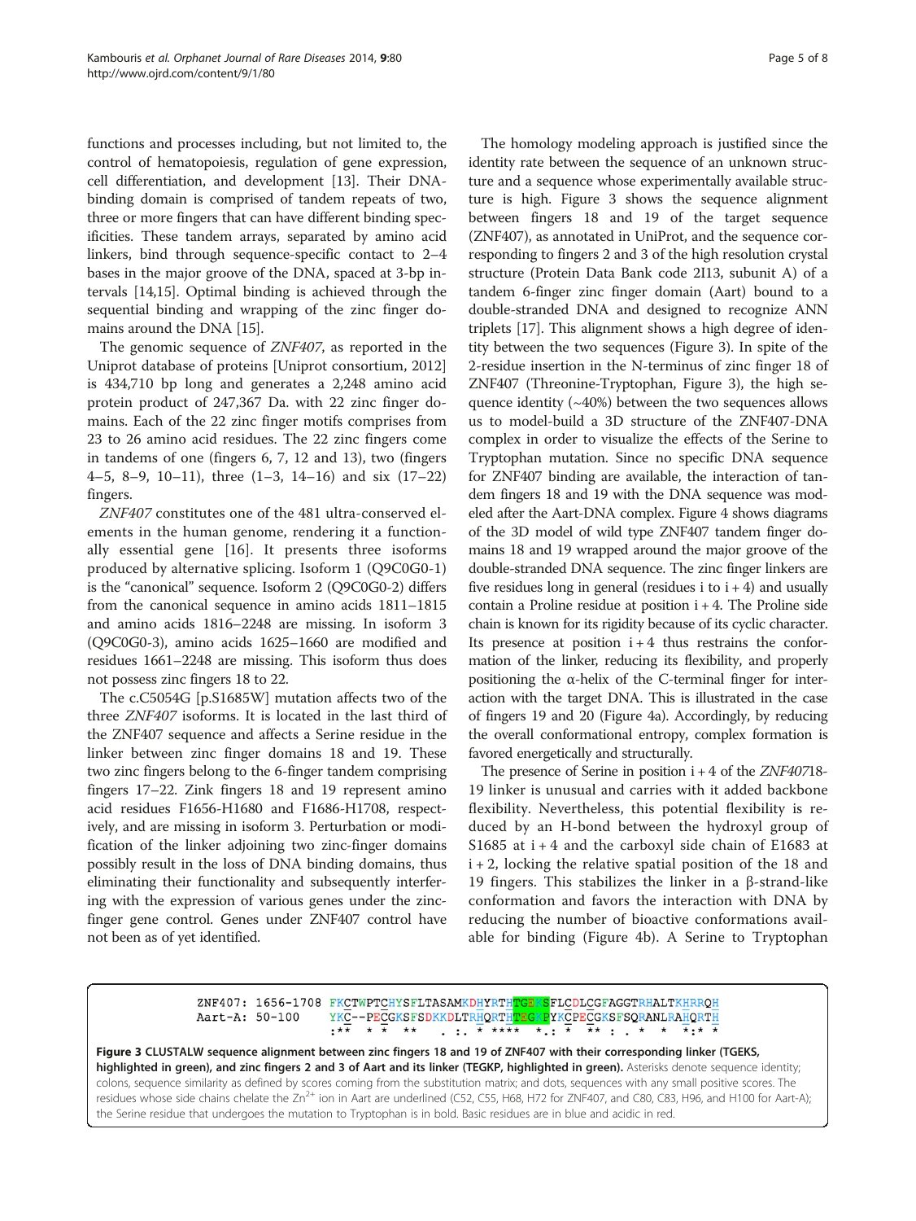functions and processes including, but not limited to, the control of hematopoiesis, regulation of gene expression, cell differentiation, and development [13]. Their DNA-binding domain is comprised of tandem repeats of two, three or more fingers that can have different binding specificities. These tandem arrays, separated by amino acid linkers, bind through sequence-specific contact to 2–4 bases in the major groove of the DNA, spaced at 3-bp intervals [14,15]. Optimal binding is achieved through the sequential binding and wrapping of the zinc finger domains around the DNA [15].

The genomic sequence of *ZNF407*, as reported in the Uniprot database of proteins [Uniprot consortium, 2012] is 434,710 bp long and generates a 2,248 amino acid protein product of 247,367 Da. with 22 zinc finger domains. Each of the 22 zinc finger motifs comprises from 23 to 26 amino acid residues. The 22 zinc fingers come in tandems of one (fingers 6, 7, 12 and 13), two (fingers 4–5, 8–9, 10–11), three (1–3, 14–16) and six (17–22) fingers.

*ZNF407* constitutes one of the 481 ultra-conserved elements in the human genome, rendering it a functionally essential gene [16]. It presents three isoforms produced by alternative splicing. Isoform 1 (Q9C0G0-1) is the "canonical" sequence. Isoform 2 (Q9C0G0-2) differs from the canonical sequence in amino acids 1811–1815 and amino acids 1816–2248 are missing. In isoform 3 (Q9C0G0-3), amino acids 1625–1660 are modified and residues 1661–2248 are missing. This isoform thus does not possess zinc fingers 18 to 22.

The c.C5054G [p.S1685W] mutation affects two of the three *ZNF407* isoforms. It is located in the last third of the ZNF407 sequence and affects a Serine residue in the linker between zinc finger domains 18 and 19. These two zinc fingers belong to the 6-finger tandem comprising fingers 17–22. Zink fingers 18 and 19 represent amino acid residues F1656-H1680 and F1686-H1708, respectively, and are missing in isoform 3. Perturbation or modification of the linker adjoining two zinc-finger domains possibly result in the loss of DNA binding domains, thus eliminating their functionality and subsequently interfering with the expression of various genes under the zinc-finger gene control. Genes under ZNF407 control have not been as of yet identified.

The homology modeling approach is justified since the identity rate between the sequence of an unknown structure and a sequence whose experimentally available structure is high. Figure 3 shows the sequence alignment between fingers 18 and 19 of the target sequence (ZNF407), as annotated in UniProt, and the sequence corresponding to fingers 2 and 3 of the high resolution crystal structure (Protein Data Bank code 2I13, subunit A) of a tandem 6-finger zinc finger domain (Aart) bound to a double-stranded DNA and designed to recognize ANN triplets [17]. This alignment shows a high degree of identity between the two sequences (Figure 3). In spite of the 2-residue insertion in the N-terminus of zinc finger 18 of ZNF407 (Threonine-Tryptophan, Figure 3), the high sequence identity (~40%) between the two sequences allows us to model-build a 3D structure of the ZNF407-DNA complex in order to visualize the effects of the Serine to Tryptophan mutation. Since no specific DNA sequence for ZNF407 binding are available, the interaction of tandem fingers 18 and 19 with the DNA sequence was modeled after the Aart-DNA complex. Figure 4 shows diagrams of the 3D model of wild type ZNF407 tandem finger domains 18 and 19 wrapped around the major groove of the double-stranded DNA sequence. The zinc finger linkers are five residues long in general (residues i to i + 4) and usually contain a Proline residue at position i + 4. The Proline side chain is known for its rigidity because of its cyclic character. Its presence at position i + 4 thus restrains the conformation of the linker, reducing its flexibility, and properly positioning the α-helix of the C-terminal finger for interaction with the target DNA. This is illustrated in the case of fingers 19 and 20 (Figure 4a). Accordingly, by reducing the overall conformational entropy, complex formation is favored energetically and structurally.

The presence of Serine in position i + 4 of the *ZNF407*18-19 linker is unusual and carries with it added backbone flexibility. Nevertheless, this potential flexibility is reduced by an H-bond between the hydroxyl group of S1685 at i + 4 and the carboxyl side chain of E1683 at i + 2, locking the relative spatial position of the 18 and 19 fingers. This stabilizes the linker in a β-strand-like conformation and favors the interaction with DNA by reducing the number of bioactive conformations available for binding (Figure 4b). A Serine to Tryptophan

```
ZNF407: 1656-1708  FKCTWPTCHYSFLTASAMKDHYRTHTGEKSFLCDLCGFAGGTRHALTKHRRQH
Aart-A: 50-100     YKC--PECGKSFSDKKDLTRHQRTHTGEKPYKCPECGKSFSQRANLRAHQRTH
                   :**  * *  **   . :. * ****  *.: *  ** : . *  *  *:* *
```

**Figure 3 CLUSTALW sequence alignment between zinc fingers 18 and 19 of ZNF407 with their corresponding linker (TGEKS, highlighted in green), and zinc fingers 2 and 3 of Aart and its linker (TEGKP, highlighted in green).** Asterisks denote sequence identity; colons, sequence similarity as defined by scores coming from the substitution matrix; and dots, sequences with any small positive scores. The residues whose side chains chelate the $Zn^{2+}$ ion in Aart are underlined (C52, C55, H68, H72 for ZNF407, and C80, C83, H96, and H100 for Aart-A); the Serine residue that undergoes the mutation to Tryptophan is in bold. Basic residues are in blue and acidic in red.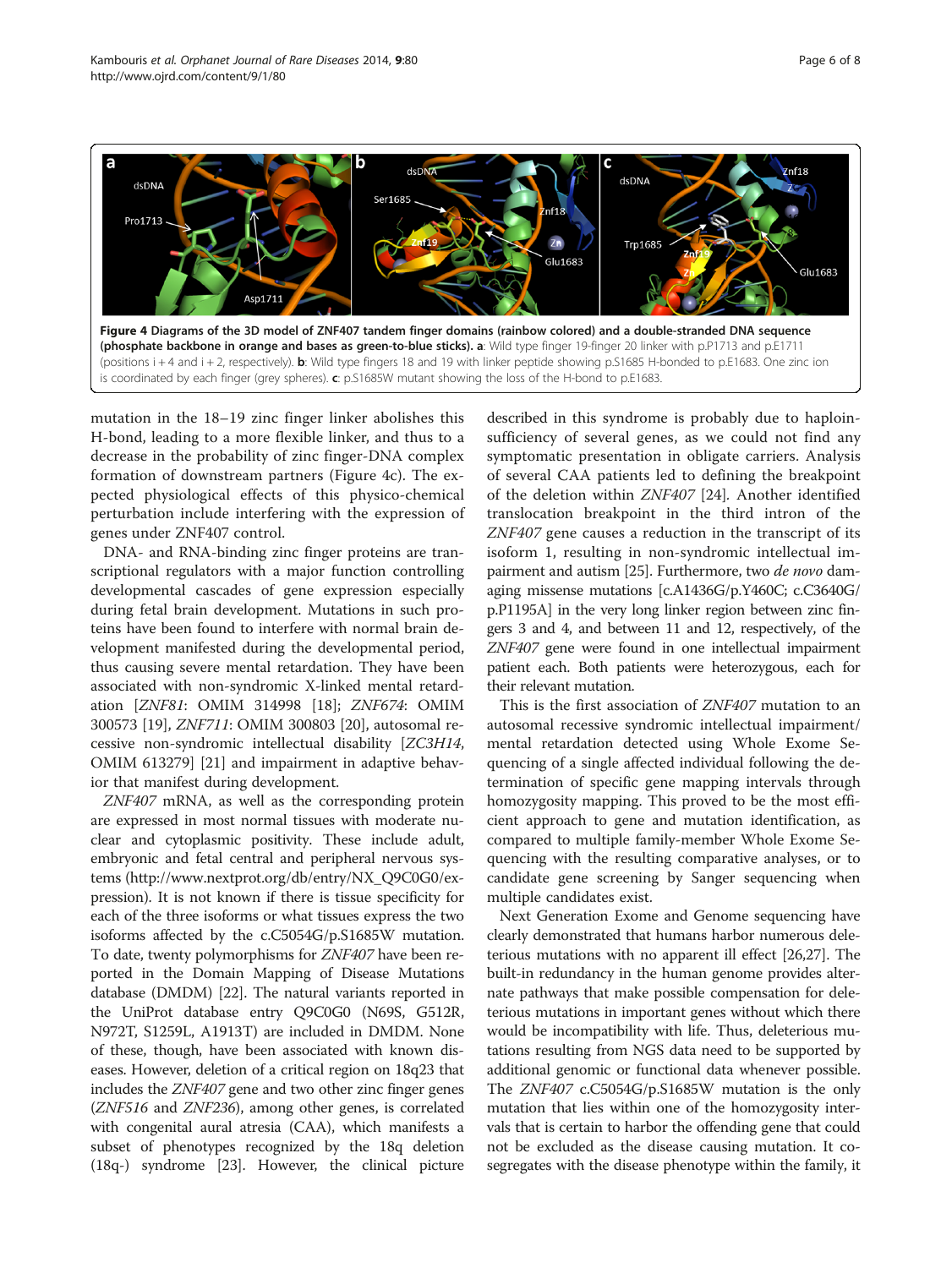**Figure 4 Diagrams of the 3D model of ZNF407 tandem finger domains (rainbow colored) and a double-stranded DNA sequence (phosphate backbone in orange and bases as green-to-blue sticks).** **a**: Wild type finger 19-finger 20 linker with p.P1713 and p.E1711 (positions i + 4 and i + 2, respectively). **b**: Wild type fingers 18 and 19 with linker peptide showing p.S1685 H-bonded to p.E1683. One zinc ion is coordinated by each finger (grey spheres). **c**: p.S1685W mutant showing the loss of the H-bond to p.E1683.

mutation in the 18–19 zinc finger linker abolishes this H-bond, leading to a more flexible linker, and thus to a decrease in the probability of zinc finger-DNA complex formation of downstream partners (Figure 4c). The expected physiological effects of this physico-chemical perturbation include interfering with the expression of genes under ZNF407 control.

DNA- and RNA-binding zinc finger proteins are transcriptional regulators with a major function controlling developmental cascades of gene expression especially during fetal brain development. Mutations in such proteins have been found to interfere with normal brain development manifested during the developmental period, thus causing severe mental retardation. They have been associated with non-syndromic X-linked mental retardation [*ZNF81*: OMIM 314998 [18]; *ZNF674*: OMIM 300573 [19], *ZNF711*: OMIM 300803 [20], autosomal recessive non-syndromic intellectual disability [*ZC3H14*, OMIM 613279] [21] and impairment in adaptive behavior that manifest during development.

*ZNF407* mRNA, as well as the corresponding protein are expressed in most normal tissues with moderate nuclear and cytoplasmic positivity. These include adult, embryonic and fetal central and peripheral nervous systems (http://www.nextprot.org/db/entry/NX_Q9C0G0/expression). It is not known if there is tissue specificity for each of the three isoforms or what tissues express the two isoforms affected by the c.C5054G/p.S1685W mutation. To date, twenty polymorphisms for *ZNF407* have been reported in the Domain Mapping of Disease Mutations database (DMDM) [22]. The natural variants reported in the UniProt database entry Q9C0G0 (N69S, G512R, N972T, S1259L, A1913T) are included in DMDM. None of these, though, have been associated with known diseases. However, deletion of a critical region on 18q23 that includes the *ZNF407* gene and two other zinc finger genes (*ZNF516* and *ZNF236*), among other genes, is correlated with congenital aural atresia (CAA), which manifests a subset of phenotypes recognized by the 18q deletion (18q-) syndrome [23]. However, the clinical picture described in this syndrome is probably due to haploinsufficiency of several genes, as we could not find any symptomatic presentation in obligate carriers. Analysis of several CAA patients led to defining the breakpoint of the deletion within *ZNF407* [24]. Another identified translocation breakpoint in the third intron of the *ZNF407* gene causes a reduction in the transcript of its isoform 1, resulting in non-syndromic intellectual impairment and autism [25]. Furthermore, two *de novo* damaging missense mutations [c.A1436G/p.Y460C; c.C3640G/p.P1195A] in the very long linker region between zinc fingers 3 and 4, and between 11 and 12, respectively, of the *ZNF407* gene were found in one intellectual impairment patient each. Both patients were heterozygous, each for their relevant mutation.

This is the first association of *ZNF407* mutation to an autosomal recessive syndromic intellectual impairment/mental retardation detected using Whole Exome Sequencing of a single affected individual following the determination of specific gene mapping intervals through homozygosity mapping. This proved to be the most efficient approach to gene and mutation identification, as compared to multiple family-member Whole Exome Sequencing with the resulting comparative analyses, or to candidate gene screening by Sanger sequencing when multiple candidates exist.

Next Generation Exome and Genome sequencing have clearly demonstrated that humans harbor numerous deleterious mutations with no apparent ill effect [26,27]. The built-in redundancy in the human genome provides alternate pathways that make possible compensation for deleterious mutations in important genes without which there would be incompatibility with life. Thus, deleterious mutations resulting from NGS data need to be supported by additional genomic or functional data whenever possible. The *ZNF407* c.C5054G/p.S1685W mutation is the only mutation that lies within one of the homozygosity intervals that is certain to harbor the offending gene that could not be excluded as the disease causing mutation. It co-segregates with the disease phenotype within the family, it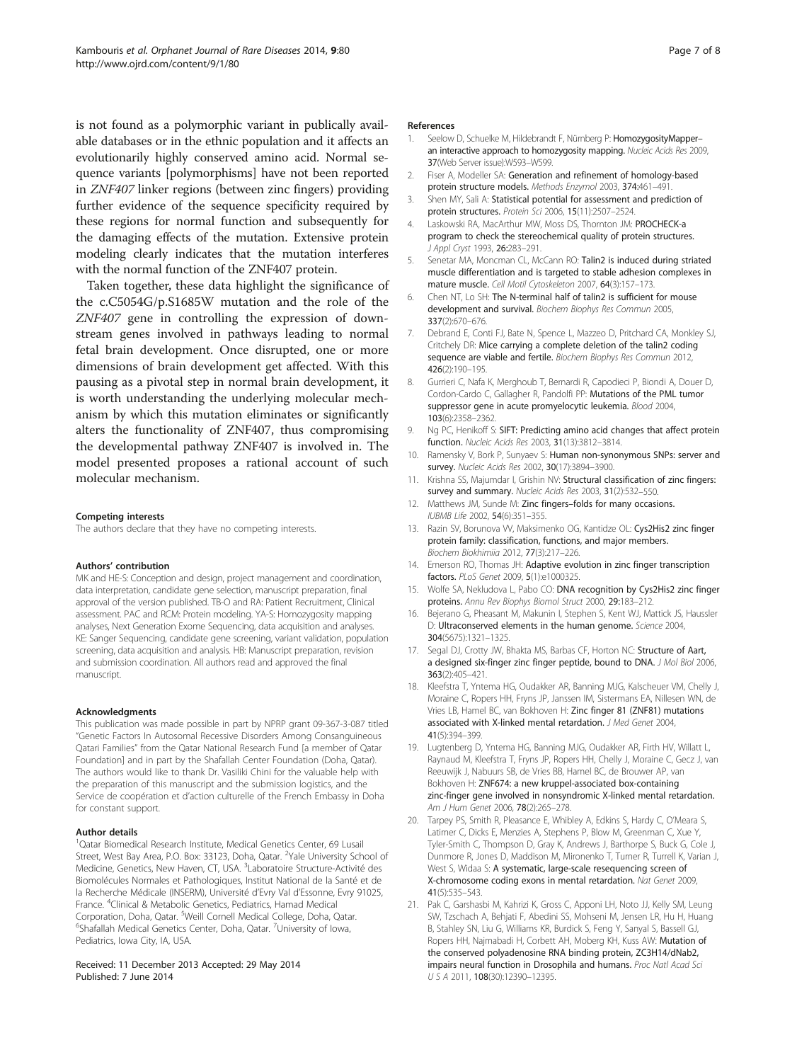is not found as a polymorphic variant in publically available databases or in the ethnic population and it affects an evolutionarily highly conserved amino acid. Normal sequence variants [polymorphisms] have not been reported in *ZNF407* linker regions (between zinc fingers) providing further evidence of the sequence specificity required by these regions for normal function and subsequently for the damaging effects of the mutation. Extensive protein modeling clearly indicates that the mutation interferes with the normal function of the ZNF407 protein.

Taken together, these data highlight the significance of the c.C5054G/p.S1685W mutation and the role of the *ZNF407* gene in controlling the expression of downstream genes involved in pathways leading to normal fetal brain development. Once disrupted, one or more dimensions of brain development get affected. With this pausing as a pivotal step in normal brain development, it is worth understanding the underlying molecular mechanism by which this mutation eliminates or significantly alters the functionality of ZNF407, thus compromising the developmental pathway ZNF407 is involved in. The model presented proposes a rational account of such molecular mechanism.

#### Competing interests

The authors declare that they have no competing interests.

#### Authors' contribution

MK and HE-S: Conception and design, project management and coordination, data interpretation, candidate gene selection, manuscript preparation, final approval of the version published. TB-O and RA: Patient Recruitment, Clinical assessment. PAC and RCM: Protein modeling. YA-S: Homozygosity mapping analyses, Next Generation Exome Sequencing, data acquisition and analyses. KE: Sanger Sequencing, candidate gene screening, variant validation, population screening, data acquisition and analysis. HB: Manuscript preparation, revision and submission coordination. All authors read and approved the final manuscript.

#### Acknowledgments

This publication was made possible in part by NPRP grant 09-367-3-087 titled "Genetic Factors In Autosomal Recessive Disorders Among Consanguineous Qatari Families" from the Qatar National Research Fund [a member of Qatar Foundation] and in part by the Shafallah Center Foundation (Doha, Qatar). The authors would like to thank Dr. Vasiliki Chini for the valuable help with the preparation of this manuscript and the submission logistics, and the Service de coopération et d'action culturelle of the French Embassy in Doha for constant support.

#### Author details

[1]Qatar Biomedical Research Institute, Medical Genetics Center, 69 Lusail Street, West Bay Area, P.O. Box: 33123, Doha, Qatar. [2]Yale University School of Medicine, Genetics, New Haven, CT, USA. [3]Laboratoire Structure-Activité des Biomolécules Normales et Pathologiques, Institut National de la Santé et de la Recherche Médicale (INSERM), Université d'Evry Val d'Essonne, Evry 91025, France. [4]Clinical & Metabolic Genetics, Pediatrics, Hamad Medical Corporation, Doha, Qatar. [5]Weill Cornell Medical College, Doha, Qatar. [6]Shafallah Medical Genetics Center, Doha, Qatar. [7]University of Iowa, Pediatrics, Iowa City, IA, USA.

Received: 11 December 2013 Accepted: 29 May 2014
Published: 7 June 2014

#### References

1. Seelow D, Schuelke M, Hildebrandt F, Nürnberg P: **HomozygosityMapper–an interactive approach to homozygosity mapping.** *Nucleic Acids Res* 2009, **37**(Web Server issue):W593–W599.
2. Fiser A, Modeller SA: **Generation and refinement of homology-based protein structure models.** *Methods Enzymol* 2003, **374:**461–491.
3. Shen MY, Sali A: **Statistical potential for assessment and prediction of protein structures.** *Protein Sci* 2006, **15**(11):2507–2524.
4. Laskowski RA, MacArthur MW, Moss DS, Thornton JM: **PROCHECK-a program to check the stereochemical quality of protein structures.** *J Appl Cryst* 1993, **26:**283–291.
5. Senetar MA, Moncman CL, McCann RO: **Talin2 is induced during striated muscle differentiation and is targeted to stable adhesion complexes in mature muscle.** *Cell Motil Cytoskeleton* 2007, **64**(3):157–173.
6. Chen NT, Lo SH: **The N-terminal half of talin2 is sufficient for mouse development and survival.** *Biochem Biophys Res Commun* 2005, **337**(2):670–676.
7. Debrand E, Conti FJ, Bate N, Spence L, Mazzeo D, Pritchard CA, Monkley SJ, Critchely DR: **Mice carrying a complete deletion of the talin2 coding sequence are viable and fertile.** *Biochem Biophys Res Commun* 2012, **426**(2):190–195.
8. Gurrieri C, Nafa K, Merghoub T, Bernardi R, Capodieci P, Biondi A, Douer D, Cordon-Cardo C, Gallagher R, Pandolfi PP: **Mutations of the PML tumor suppressor gene in acute promyelocytic leukemia.** *Blood* 2004, **103**(6):2358–2362.
9. Ng PC, Henikoff S: **SIFT: Predicting amino acid changes that affect protein function.** *Nucleic Acids Res* 2003, **31**(13):3812–3814.
10. Ramensky V, Bork P, Sunyaev S: **Human non-synonymous SNPs: server and survey.** *Nucleic Acids Res* 2002, **30**(17):3894–3900.
11. Krishna SS, Majumdar I, Grishin NV: **Structural classification of zinc fingers: survey and summary.** *Nucleic Acids Res* 2003, **31**(2):532–550.
12. Matthews JM, Sunde M: **Zinc fingers–folds for many occasions.** *IUBMB Life* 2002, **54**(6):351–355.
13. Razin SV, Borunova VV, Maksimenko OG, Kantidze OL: **Cys2His2 zinc finger protein family: classification, functions, and major members.** *Biochem Biokhimiia* 2012, **77**(3):217–226.
14. Emerson RO, Thomas JH: **Adaptive evolution in zinc finger transcription factors.** *PLoS Genet* 2009, **5**(1):e1000325.
15. Wolfe SA, Nekludova L, Pabo CO: **DNA recognition by Cys2His2 zinc finger proteins.** *Annu Rev Biophys Biomol Struct* 2000, **29:**183–212.
16. Bejerano G, Pheasant M, Makunin I, Stephen S, Kent WJ, Mattick JS, Haussler D: **Ultraconserved elements in the human genome.** *Science* 2004, **304**(5675):1321–1325.
17. Segal DJ, Crotty JW, Bhakta MS, Barbas CF, Horton NC: **Structure of Aart, a designed six-finger zinc finger peptide, bound to DNA.** *J Mol Biol* 2006, **363**(2):405–421.
18. Kleefstra T, Yntema HG, Oudakker AR, Banning MJG, Kalscheuer VM, Chelly J, Moraine C, Ropers HH, Fryns JP, Janssen IM, Sistermans EA, Nillesen WN, de Vries LB, Hamel BC, van Bokhoven H: **Zinc finger 81 (ZNF81) mutations associated with X-linked mental retardation.** *J Med Genet* 2004, **41**(5):394–399.
19. Lugtenberg D, Yntema HG, Banning MJG, Oudakker AR, Firth HV, Willatt L, Raynaud M, Kleefstra T, Fryns JP, Ropers HH, Chelly J, Moraine C, Gecz J, van Reeuwijk J, Nabuurs SB, de Vries BB, Hamel BC, de Brouwer AP, van Bokhoven H: **ZNF674: a new kruppel-associated box-containing zinc-finger gene involved in nonsyndromic X-linked mental retardation.** *Am J Hum Genet* 2006, **78**(2):265–278.
20. Tarpey PS, Smith R, Pleasance E, Whibley A, Edkins S, Hardy C, O'Meara S, Latimer C, Dicks E, Menzies A, Stephens P, Blow M, Greenman C, Xue Y, Tyler-Smith C, Thompson D, Gray K, Andrews J, Barthorpe S, Buck G, Cole J, Dunmore R, Jones D, Maddison M, Mironenko T, Turner R, Turrell K, Varian J, West S, Widaa S: **A systematic, large-scale resequencing screen of X-chromosome coding exons in mental retardation.** *Nat Genet* 2009, **41**(5):535–543.
21. Pak C, Garshasbi M, Kahrizi K, Gross C, Apponi LH, Noto JJ, Kelly SM, Leung SW, Tzschach A, Behjati F, Abedini SS, Mohseni M, Jensen LR, Hu H, Huang B, Stahley SN, Liu G, Williams KR, Burdick S, Feng Y, Sanyal S, Bassell GJ, Ropers HH, Najmabadi H, Corbett AH, Moberg KH, Kuss AW: **Mutation of the conserved polyadenosine RNA binding protein, ZC3H14/dNab2, impairs neural function in Drosophila and humans.** *Proc Natl Acad Sci U S A* 2011, **108**(30):12390–12395.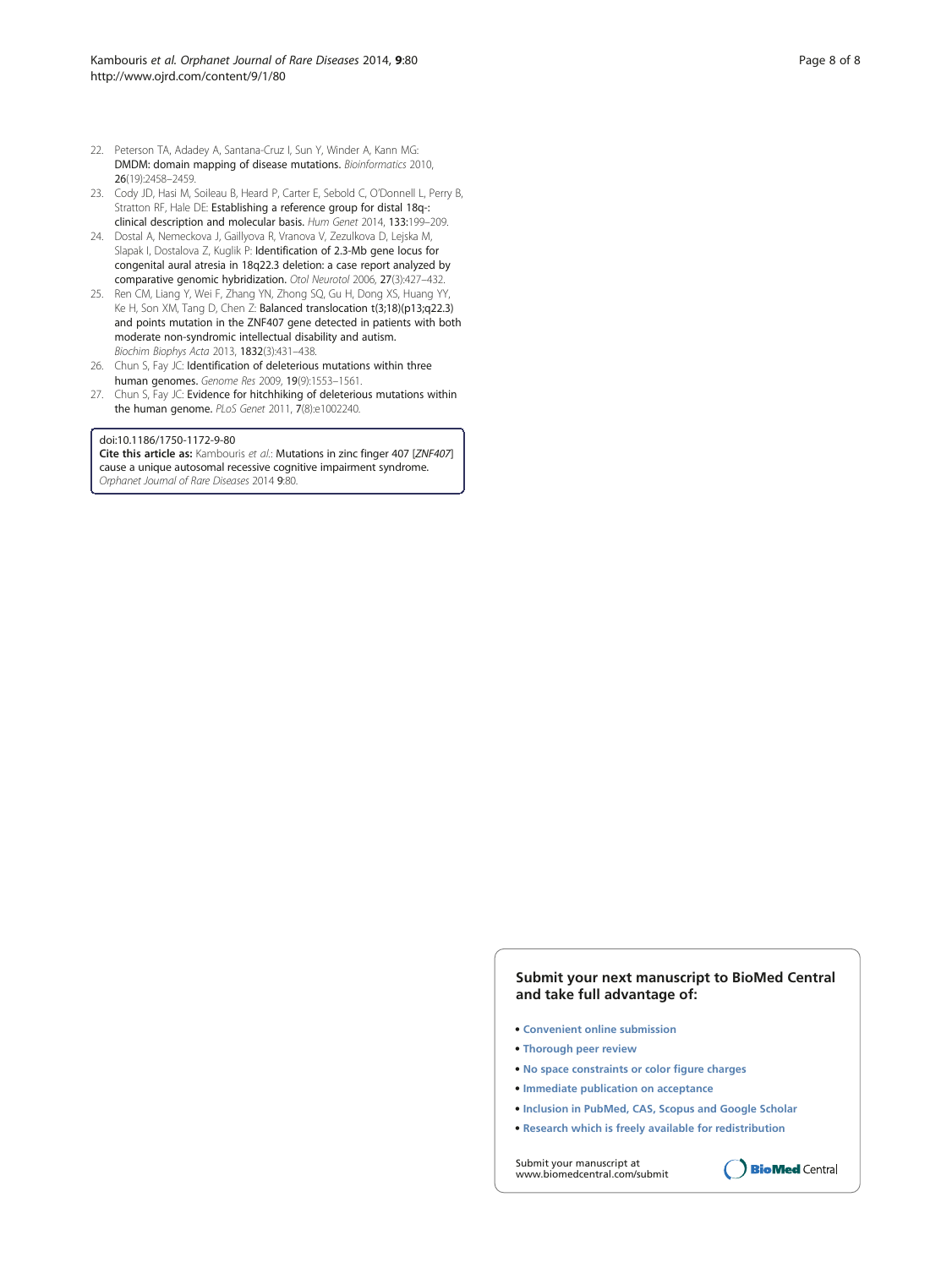22. Peterson TA, Adadey A, Santana-Cruz I, Sun Y, Winder A, Kann MG: **DMDM: domain mapping of disease mutations.** *Bioinformatics* 2010, **26**(19):2458–2459.
23. Cody JD, Hasi M, Soileau B, Heard P, Carter E, Sebold C, O'Donnell L, Perry B, Stratton RF, Hale DE: **Establishing a reference group for distal 18q-: clinical description and molecular basis.** *Hum Genet* 2014, **133**:199–209.
24. Dostal A, Nemeckova J, Gaillyova R, Vranova V, Zezulkova D, Lejska M, Slapak I, Dostalova Z, Kuglik P: **Identification of 2.3-Mb gene locus for congenital aural atresia in 18q22.3 deletion: a case report analyzed by comparative genomic hybridization.** *Otol Neurotol* 2006, **27**(3):427–432.
25. Ren CM, Liang Y, Wei F, Zhang YN, Zhong SQ, Gu H, Dong XS, Huang YY, Ke H, Son XM, Tang D, Chen Z: **Balanced translocation t(3;18)(p13;q22.3) and points mutation in the ZNF407 gene detected in patients with both moderate non-syndromic intellectual disability and autism.** *Biochim Biophys Acta* 2013, **1832**(3):431–438.
26. Chun S, Fay JC: **Identification of deleterious mutations within three human genomes.** *Genome Res* 2009, **19**(9):1553–1561.
27. Chun S, Fay JC: **Evidence for hitchhiking of deleterious mutations within the human genome.** *PLoS Genet* 2011, **7**(8):e1002240.

doi:10.1186/1750-1172-9-80
**Cite this article as:** Kambouris *et al.*: Mutations in zinc finger 407 [*ZNF407*] cause a unique autosomal recessive cognitive impairment syndrome. *Orphanet Journal of Rare Diseases* 2014 **9**:80.

**Submit your next manuscript to BioMed Central and take full advantage of:**

- **Convenient online submission**
- **Thorough peer review**
- **No space constraints or color figure charges**
- **Immediate publication on acceptance**
- **Inclusion in PubMed, CAS, Scopus and Google Scholar**
- **Research which is freely available for redistribution**

Submit your manuscript at
www.biomedcentral.com/submit

BioMed Central